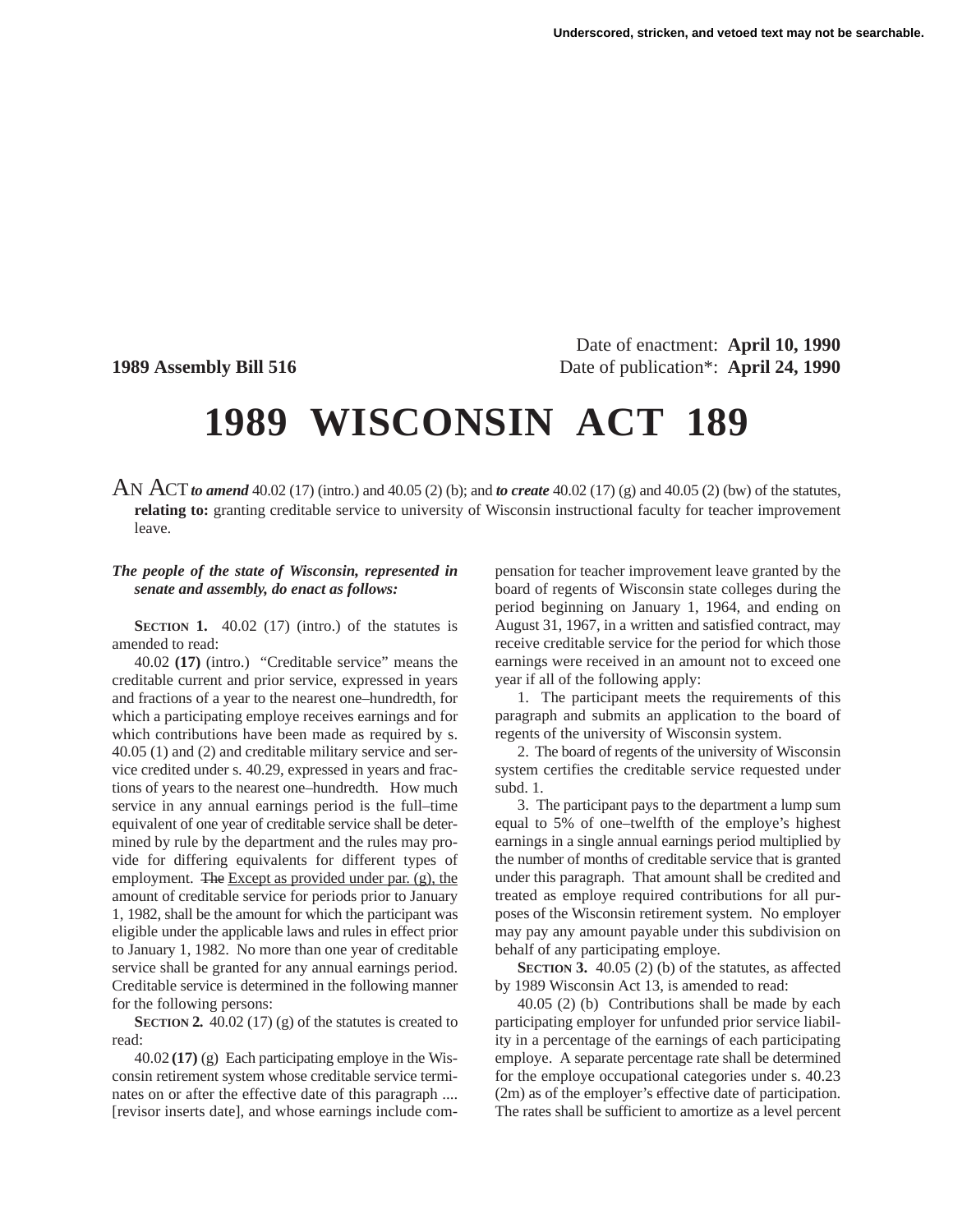Date of enactment: **April 10, 1990**

**1989 Assembly Bill 516** Date of publication*: **April 24, 1990**

# 1989 WISCONSIN ACT 189

AN ACT ***to amend*** 40.02 (17) (intro.) and 40.05 (2) (b); and ***to create*** 40.02 (17) (g) and 40.05 (2) (bw) of the statutes, **relating to:** granting creditable service to university of Wisconsin instructional faculty for teacher improvement leave.

***The people of the state of Wisconsin, represented in senate and assembly, do enact as follows:***

**SECTION 1.** 40.02 (17) (intro.) of the statutes is amended to read:

40.02 **(17)** (intro.) "Creditable service" means the creditable current and prior service, expressed in years and fractions of a year to the nearest one–hundredth, for which a participating employe receives earnings and for which contributions have been made as required by s. 40.05 (1) and (2) and creditable military service and service credited under s. 40.29, expressed in years and fractions of years to the nearest one–hundredth. How much service in any annual earnings period is the full–time equivalent of one year of creditable service shall be determined by rule by the department and the rules may provide for differing equivalents for different types of employment. ~~The~~ Except as provided under par. (g), the amount of creditable service for periods prior to January 1, 1982, shall be the amount for which the participant was eligible under the applicable laws and rules in effect prior to January 1, 1982. No more than one year of creditable service shall be granted for any annual earnings period. Creditable service is determined in the following manner for the following persons:

**SECTION 2.** 40.02 (17) (g) of the statutes is created to read:

40.02 **(17)** (g) Each participating employe in the Wisconsin retirement system whose creditable service terminates on or after the effective date of this paragraph .... [revisor inserts date], and whose earnings include compensation for teacher improvement leave granted by the board of regents of Wisconsin state colleges during the period beginning on January 1, 1964, and ending on August 31, 1967, in a written and satisfied contract, may receive creditable service for the period for which those earnings were received in an amount not to exceed one year if all of the following apply:

1. The participant meets the requirements of this paragraph and submits an application to the board of regents of the university of Wisconsin system.

2. The board of regents of the university of Wisconsin system certifies the creditable service requested under subd. 1.

3. The participant pays to the department a lump sum equal to 5% of one–twelfth of the employe's highest earnings in a single annual earnings period multiplied by the number of months of creditable service that is granted under this paragraph. That amount shall be credited and treated as employe required contributions for all purposes of the Wisconsin retirement system. No employer may pay any amount payable under this subdivision on behalf of any participating employe.

**SECTION 3.** 40.05 (2) (b) of the statutes, as affected by 1989 Wisconsin Act 13, is amended to read:

40.05 (2) (b) Contributions shall be made by each participating employer for unfunded prior service liability in a percentage of the earnings of each participating employe. A separate percentage rate shall be determined for the employe occupational categories under s. 40.23 (2m) as of the employer's effective date of participation. The rates shall be sufficient to amortize as a level percent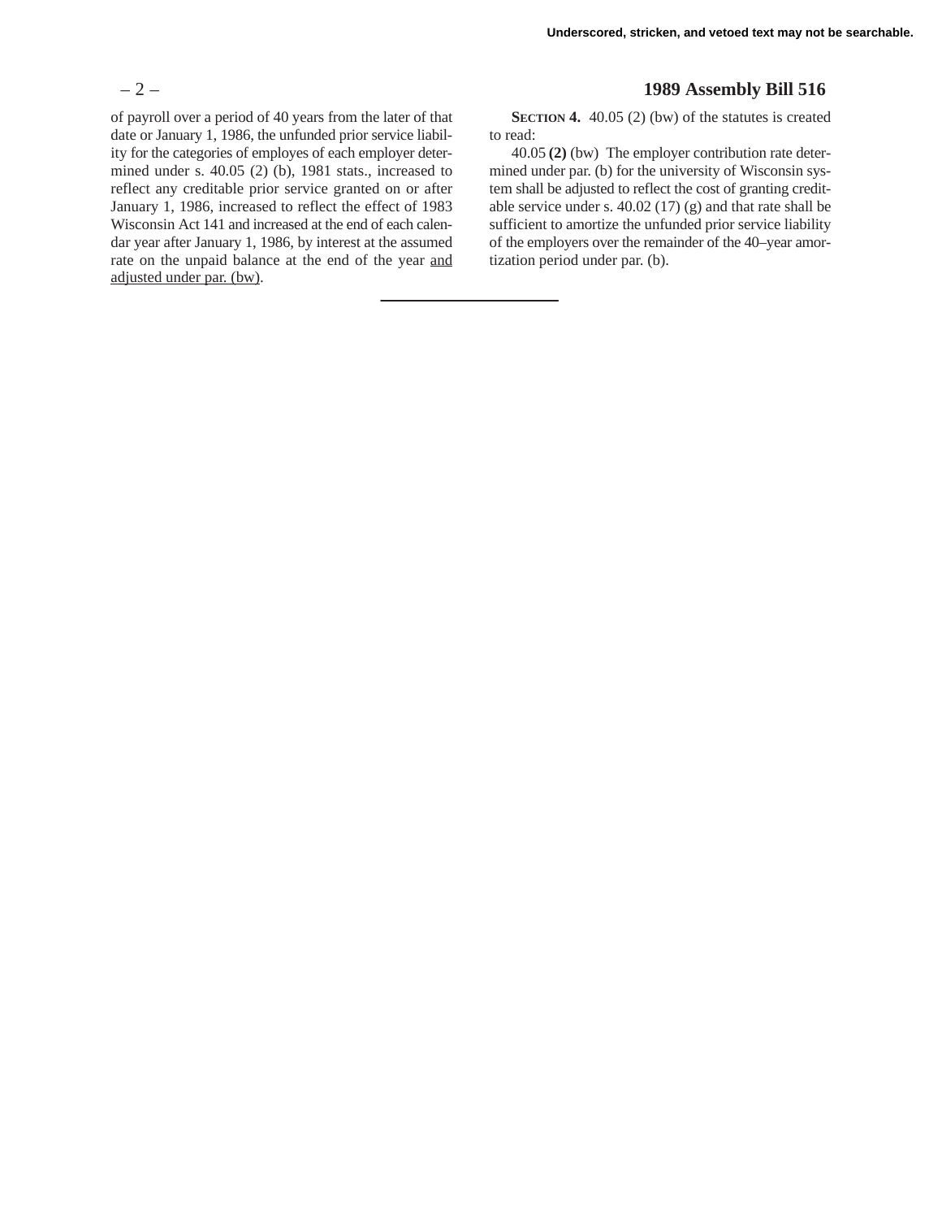of payroll over a period of 40 years from the later of that date or January 1, 1986, the unfunded prior service liability for the categories of employes of each employer determined under s. 40.05 (2) (b), 1981 stats., increased to reflect any creditable prior service granted on or after January 1, 1986, increased to reflect the effect of 1983 Wisconsin Act 141 and increased at the end of each calendar year after January 1, 1986, by interest at the assumed rate on the unpaid balance at the end of the year <u>and adjusted under par. (bw)</u>.

**SECTION 4.** 40.05 (2) (bw) of the statutes is created to read:

40.05 **(2)** (bw) The employer contribution rate determined under par. (b) for the university of Wisconsin system shall be adjusted to reflect the cost of granting creditable service under s. 40.02 (17) (g) and that rate shall be sufficient to amortize the unfunded prior service liability of the employers over the remainder of the 40–year amortization period under par. (b).